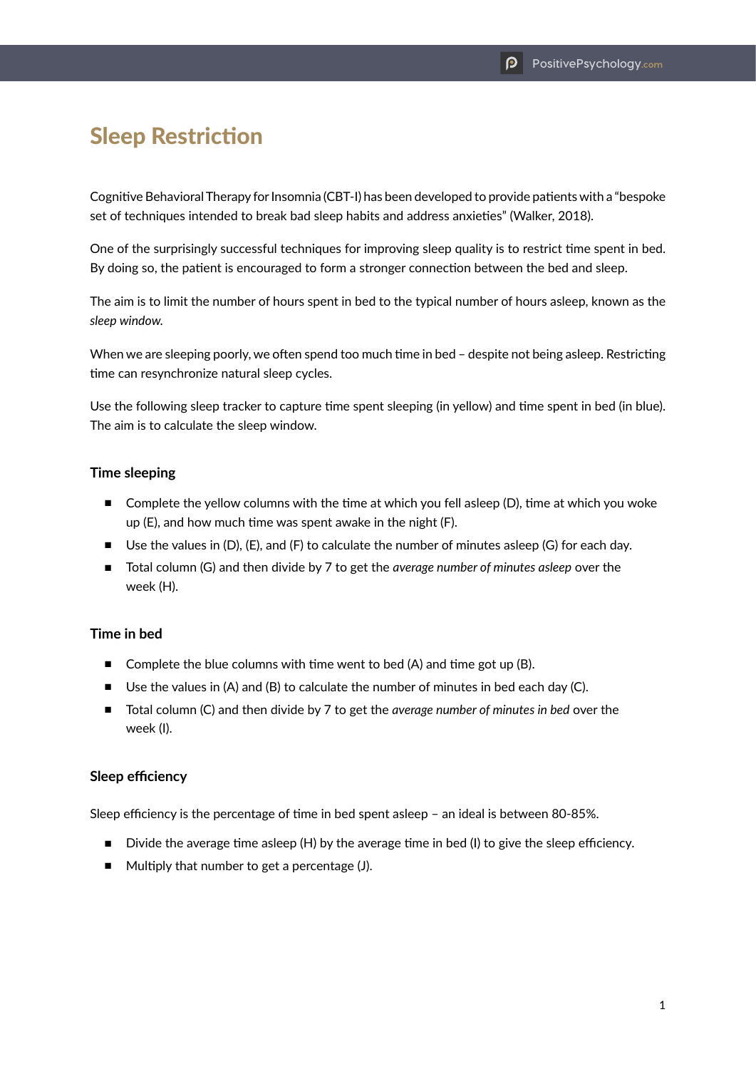# Sleep Restriction

Cognitive Behavioral Therapy for Insomnia (CBT-I) has been developed to provide patients with a "bespoke set of techniques intended to break bad sleep habits and address anxieties" (Walker, 2018).

One of the surprisingly successful techniques for improving sleep quality is to restrict time spent in bed. By doing so, the patient is encouraged to form a stronger connection between the bed and sleep.

The aim is to limit the number of hours spent in bed to the typical number of hours asleep, known as the *sleep window*.

When we are sleeping poorly, we often spend too much time in bed – despite not being asleep. Restricting time can resynchronize natural sleep cycles.

Use the following sleep tracker to capture time spent sleeping (in yellow) and time spent in bed (in blue). The aim is to calculate the sleep window.

### Time sleeping

- Complete the yellow columns with the time at which you fell asleep (D), time at which you woke up (E), and how much time was spent awake in the night (F).
- Use the values in (D), (E), and (F) to calculate the number of minutes asleep (G) for each day.
- Total column (G) and then divide by 7 to get the *average number of minutes asleep* over the week (H).

### Time in bed

- Complete the blue columns with time went to bed (A) and time got up (B).
- Use the values in (A) and (B) to calculate the number of minutes in bed each day (C).
- Total column (C) and then divide by 7 to get the *average number of minutes in bed* over the week (I).

### Sleep efficiency

Sleep efficiency is the percentage of time in bed spent asleep – an ideal is between 80-85%.

- Divide the average time asleep (H) by the average time in bed (I) to give the sleep efficiency.
- Multiply that number to get a percentage (J).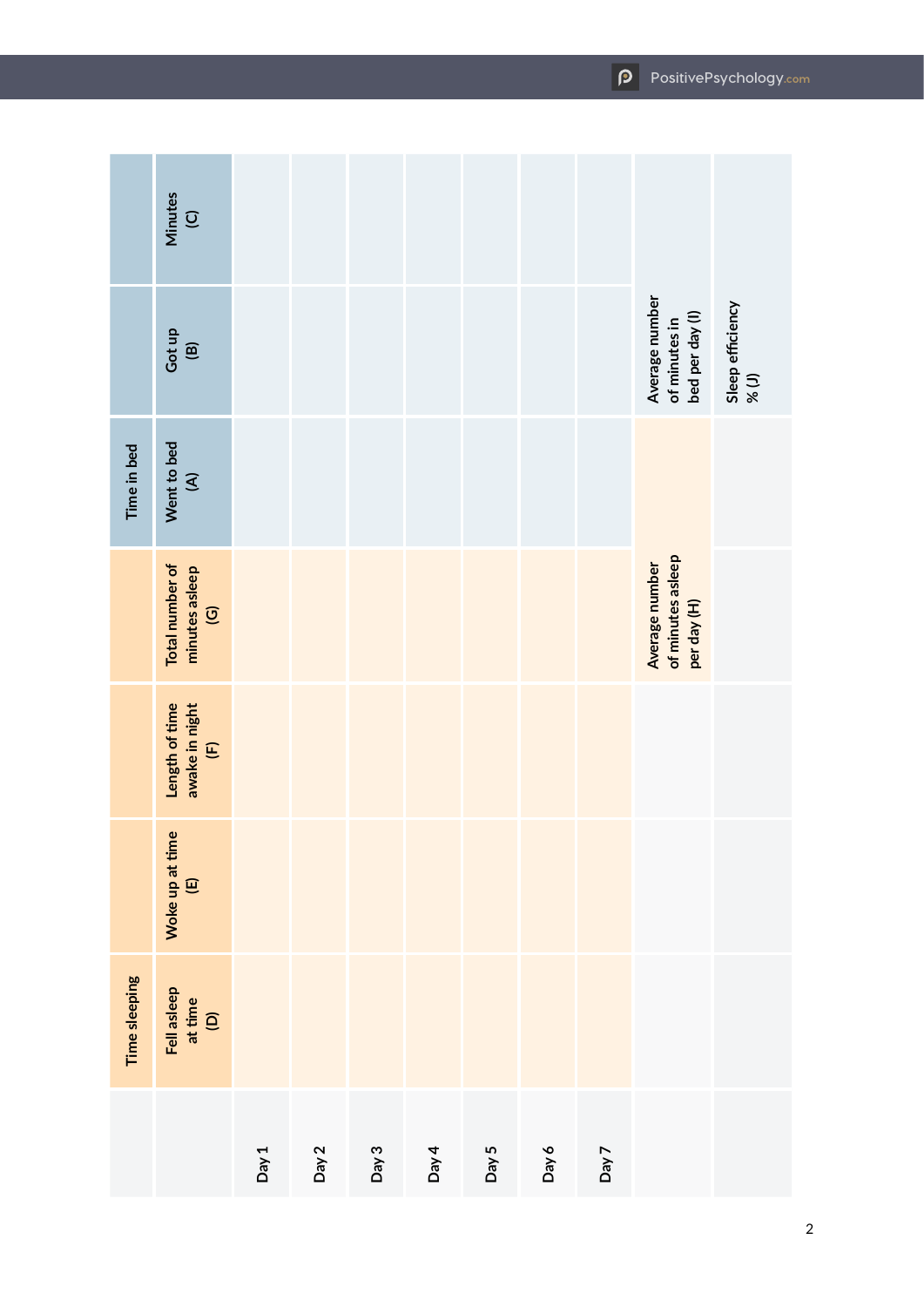| | Time sleeping | | | | Time in bed | | |
|---|---|---|---|---|---|---|---|
| | Fell asleep at time (D) | Woke up at time (E) | Length of time awake in night (F) | Total number of minutes asleep (G) | Went to bed (A) | Got up (B) | Minutes (C) |
| Day 1 | | | | | | | |
| Day 2 | | | | | | | |
| Day 3 | | | | | | | |
| Day 4 | | | | | | | |
| Day 5 | | | | | | | |
| Day 6 | | | | | | | |
| Day 7 | | | | | | | |
| | | | | Average number of minutes asleep per day (H) | | Average number of minutes in bed per day (I) | |
| | | | | | | Sleep efficiency % (J) | |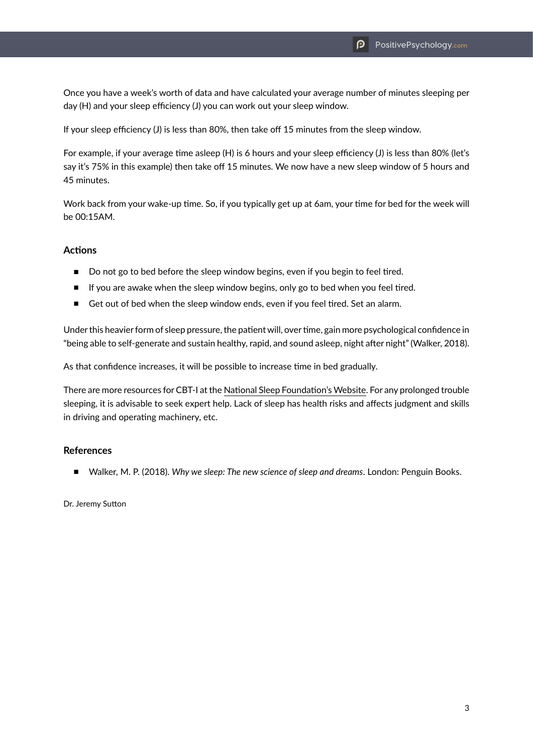Once you have a week's worth of data and have calculated your average number of minutes sleeping per day (H) and your sleep efficiency (J) you can work out your sleep window.

If your sleep efficiency (J) is less than 80%, then take off 15 minutes from the sleep window.

For example, if your average time asleep (H) is 6 hours and your sleep efficiency (J) is less than 80% (let's say it's 75% in this example) then take off 15 minutes. We now have a new sleep window of 5 hours and 45 minutes.

Work back from your wake-up time. So, if you typically get up at 6am, your time for bed for the week will be 00:15AM.

### Actions

- Do not go to bed before the sleep window begins, even if you begin to feel tired.
- If you are awake when the sleep window begins, only go to bed when you feel tired.
- Get out of bed when the sleep window ends, even if you feel tired. Set an alarm.

Under this heavier form of sleep pressure, the patient will, over time, gain more psychological confidence in "being able to self-generate and sustain healthy, rapid, and sound asleep, night after night" (Walker, 2018).

As that confidence increases, it will be possible to increase time in bed gradually.

There are more resources for CBT-I at the National Sleep Foundation's Website. For any prolonged trouble sleeping, it is advisable to seek expert help. Lack of sleep has health risks and affects judgment and skills in driving and operating machinery, etc.

### References

- Walker, M. P. (2018). *Why we sleep: The new science of sleep and dreams*. London: Penguin Books.

Dr. Jeremy Sutton